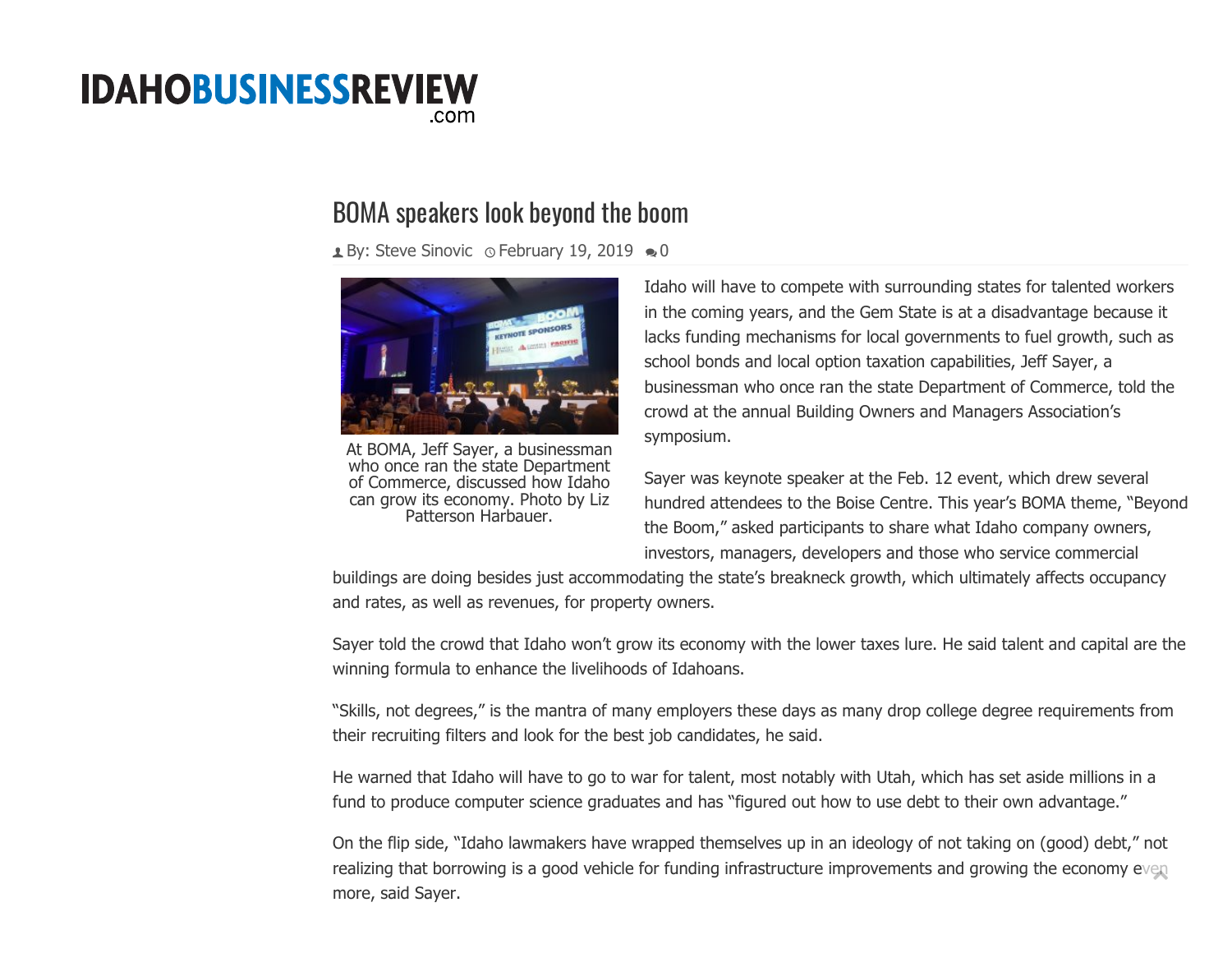# IDAHOBUSINESSREVIEW.com

## BOMA speakers look beyond the boom

By: Steve Sinovic February 19, 2019 0

At BOMA, Jeff Sayer, a businessman who once ran the state Department of Commerce, discussed how Idaho can grow its economy. Photo by Liz Patterson Harbauer.

Idaho will have to compete with surrounding states for talented workers in the coming years, and the Gem State is at a disadvantage because it lacks funding mechanisms for local governments to fuel growth, such as school bonds and local option taxation capabilities, Jeff Sayer, a businessman who once ran the state Department of Commerce, told the crowd at the annual Building Owners and Managers Association's symposium.

Sayer was keynote speaker at the Feb. 12 event, which drew several hundred attendees to the Boise Centre. This year's BOMA theme, "Beyond the Boom," asked participants to share what Idaho company owners, investors, managers, developers and those who service commercial buildings are doing besides just accommodating the state's breakneck growth, which ultimately affects occupancy and rates, as well as revenues, for property owners.

Sayer told the crowd that Idaho won't grow its economy with the lower taxes lure. He said talent and capital are the winning formula to enhance the livelihoods of Idahoans.

"Skills, not degrees," is the mantra of many employers these days as many drop college degree requirements from their recruiting filters and look for the best job candidates, he said.

He warned that Idaho will have to go to war for talent, most notably with Utah, which has set aside millions in a fund to produce computer science graduates and has "figured out how to use debt to their own advantage."

On the flip side, "Idaho lawmakers have wrapped themselves up in an ideology of not taking on (good) debt," not realizing that borrowing is a good vehicle for funding infrastructure improvements and growing the economy even more, said Sayer.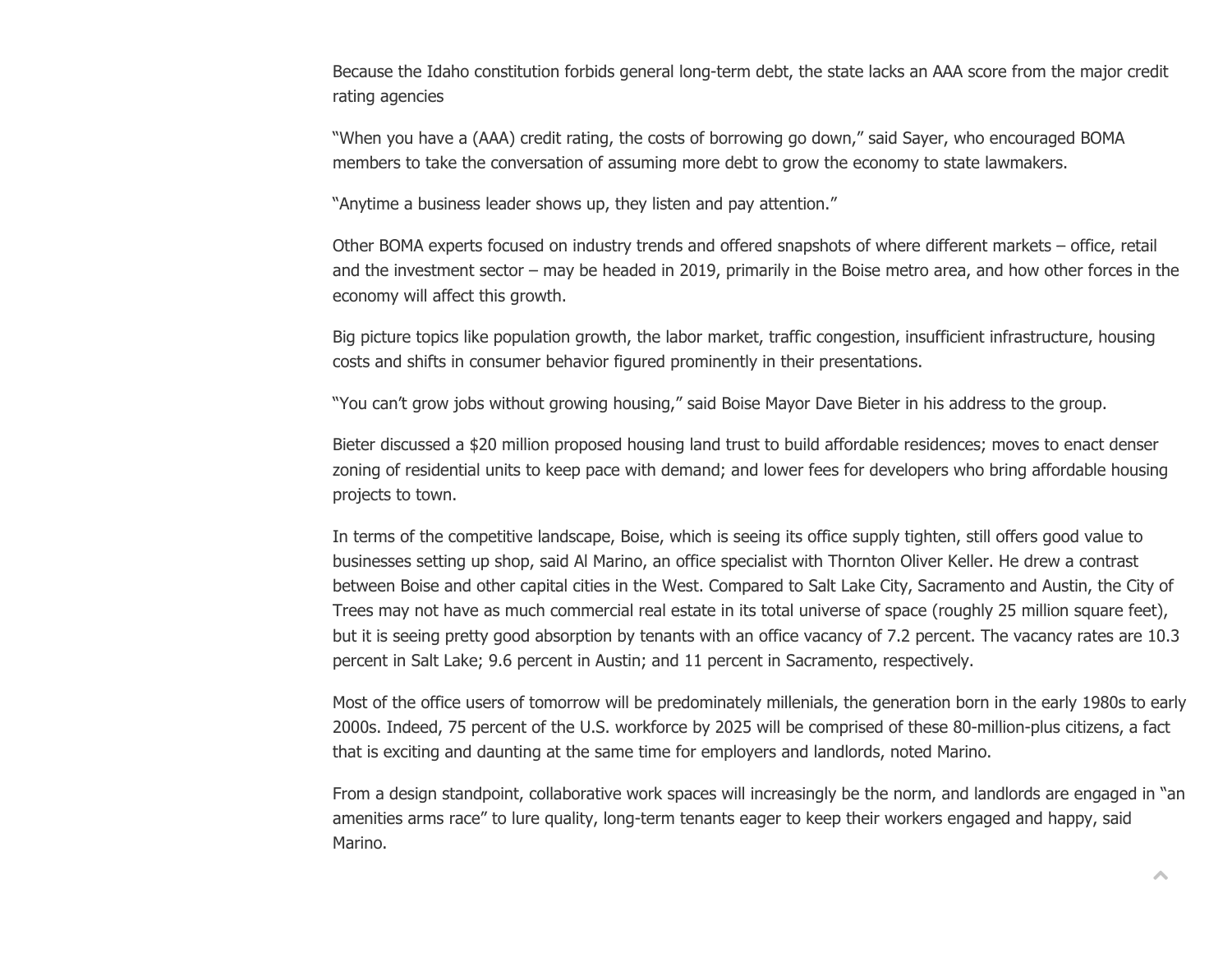Because the Idaho constitution forbids general long-term debt, the state lacks an AAA score from the major credit rating agencies

"When you have a (AAA) credit rating, the costs of borrowing go down," said Sayer, who encouraged BOMA members to take the conversation of assuming more debt to grow the economy to state lawmakers.

"Anytime a business leader shows up, they listen and pay attention."

Other BOMA experts focused on industry trends and offered snapshots of where different markets – office, retail and the investment sector – may be headed in 2019, primarily in the Boise metro area, and how other forces in the economy will affect this growth.

Big picture topics like population growth, the labor market, traffic congestion, insufficient infrastructure, housing costs and shifts in consumer behavior figured prominently in their presentations.

"You can't grow jobs without growing housing," said Boise Mayor Dave Bieter in his address to the group.

Bieter discussed a $20 million proposed housing land trust to build affordable residences; moves to enact denser zoning of residential units to keep pace with demand; and lower fees for developers who bring affordable housing projects to town.

In terms of the competitive landscape, Boise, which is seeing its office supply tighten, still offers good value to businesses setting up shop, said Al Marino, an office specialist with Thornton Oliver Keller. He drew a contrast between Boise and other capital cities in the West. Compared to Salt Lake City, Sacramento and Austin, the City of Trees may not have as much commercial real estate in its total universe of space (roughly 25 million square feet), but it is seeing pretty good absorption by tenants with an office vacancy of 7.2 percent. The vacancy rates are 10.3 percent in Salt Lake; 9.6 percent in Austin; and 11 percent in Sacramento, respectively.

Most of the office users of tomorrow will be predominately millenials, the generation born in the early 1980s to early 2000s. Indeed, 75 percent of the U.S. workforce by 2025 will be comprised of these 80-million-plus citizens, a fact that is exciting and daunting at the same time for employers and landlords, noted Marino.

From a design standpoint, collaborative work spaces will increasingly be the norm, and landlords are engaged in "an amenities arms race" to lure quality, long-term tenants eager to keep their workers engaged and happy, said Marino.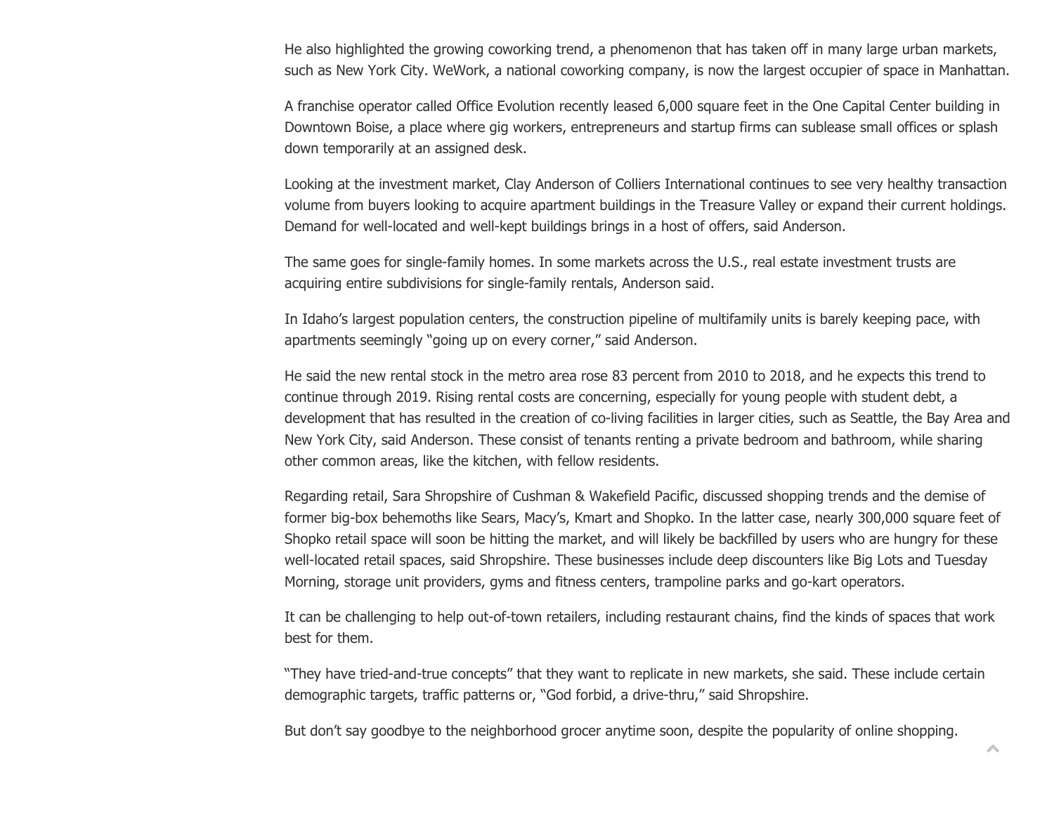He also highlighted the growing coworking trend, a phenomenon that has taken off in many large urban markets, such as New York City. WeWork, a national coworking company, is now the largest occupier of space in Manhattan.

A franchise operator called Office Evolution recently leased 6,000 square feet in the One Capital Center building in Downtown Boise, a place where gig workers, entrepreneurs and startup firms can sublease small offices or splash down temporarily at an assigned desk.

Looking at the investment market, Clay Anderson of Colliers International continues to see very healthy transaction volume from buyers looking to acquire apartment buildings in the Treasure Valley or expand their current holdings. Demand for well-located and well-kept buildings brings in a host of offers, said Anderson.

The same goes for single-family homes. In some markets across the U.S., real estate investment trusts are acquiring entire subdivisions for single-family rentals, Anderson said.

In Idaho's largest population centers, the construction pipeline of multifamily units is barely keeping pace, with apartments seemingly "going up on every corner," said Anderson.

He said the new rental stock in the metro area rose 83 percent from 2010 to 2018, and he expects this trend to continue through 2019. Rising rental costs are concerning, especially for young people with student debt, a development that has resulted in the creation of co-living facilities in larger cities, such as Seattle, the Bay Area and New York City, said Anderson. These consist of tenants renting a private bedroom and bathroom, while sharing other common areas, like the kitchen, with fellow residents.

Regarding retail, Sara Shropshire of Cushman & Wakefield Pacific, discussed shopping trends and the demise of former big-box behemoths like Sears, Macy's, Kmart and Shopko. In the latter case, nearly 300,000 square feet of Shopko retail space will soon be hitting the market, and will likely be backfilled by users who are hungry for these well-located retail spaces, said Shropshire. These businesses include deep discounters like Big Lots and Tuesday Morning, storage unit providers, gyms and fitness centers, trampoline parks and go-kart operators.

It can be challenging to help out-of-town retailers, including restaurant chains, find the kinds of spaces that work best for them.

"They have tried-and-true concepts" that they want to replicate in new markets, she said. These include certain demographic targets, traffic patterns or, "God forbid, a drive-thru," said Shropshire.

But don't say goodbye to the neighborhood grocer anytime soon, despite the popularity of online shopping.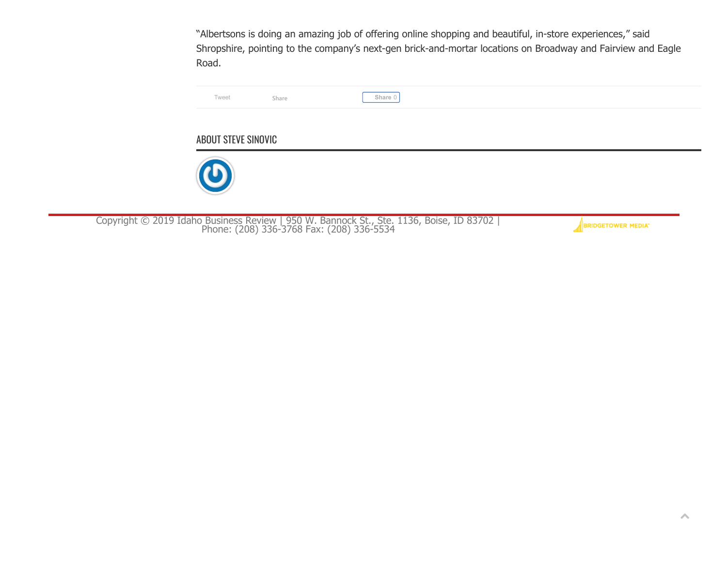"Albertsons is doing an amazing job of offering online shopping and beautiful, in-store experiences," said Shropshire, pointing to the company's next-gen brick-and-mortar locations on Broadway and Fairview and Eagle Road.

Tweet Share Share 0

## ABOUT STEVE SINOVIC

Copyright © 2019 Idaho Business Review | 950 W. Bannock St., Ste. 1136, Boise, ID 83702 | Phone: (208) 336-3768 Fax: (208) 336-5534

BRIDGETOWER MEDIA